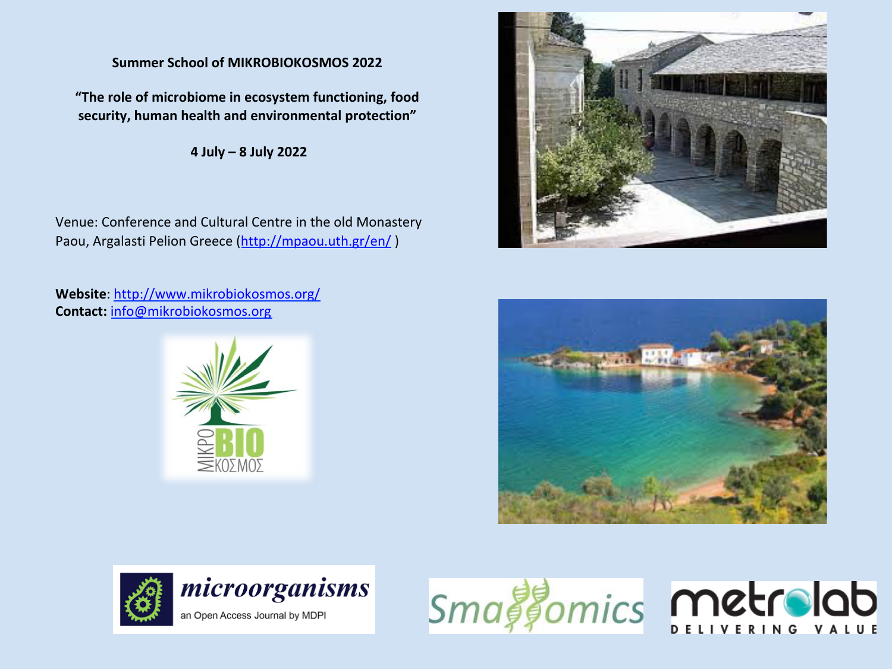**Summer School of MIKROBIOKOSMOS 2022**

**"The role of microbiome in ecosystem functioning, food security, human health and environmental protection"**

**4 July – 8 July 2022**

Venue: Conference and Cultural Centre in the old Monastery Paou, Argalasti Pelion Greece (http://mpaou.uth.gr/en/ )

**Website**: http://www.mikrobiokosmos.org/
**Contact:** info@mikrobiokosmos.org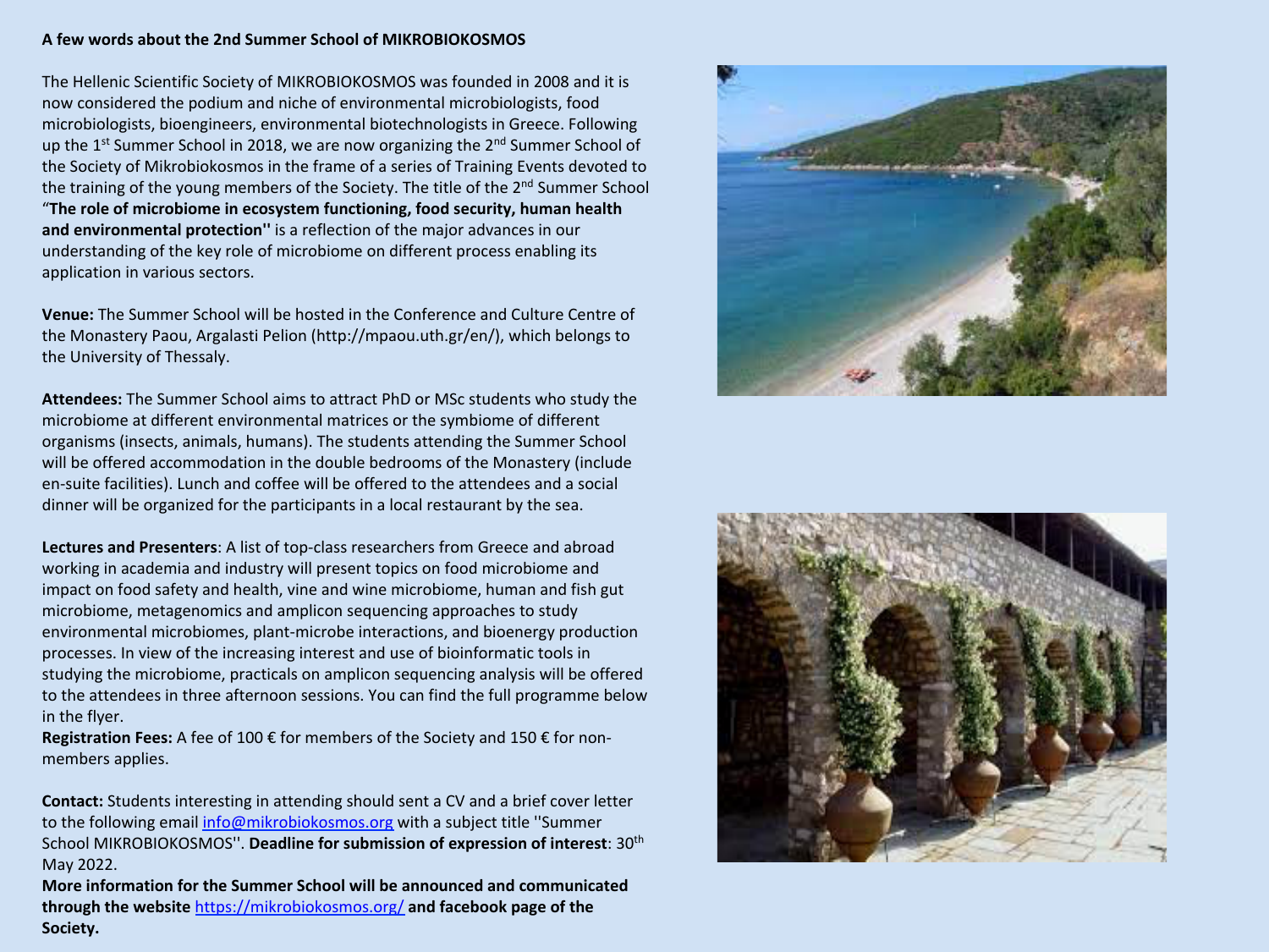**A few words about the 2nd Summer School of MIKROBIOKOSMOS**

The Hellenic Scientific Society of MIKROBIOKOSMOS was founded in 2008 and it is now considered the podium and niche of environmental microbiologists, food microbiologists, bioengineers, environmental biotechnologists in Greece. Following up the 1st Summer School in 2018, we are now organizing the 2nd Summer School of the Society of Mikrobiokosmos in the frame of a series of Training Events devoted to the training of the young members of the Society. The title of the 2nd Summer School "**The role of microbiome in ecosystem functioning, food security, human health and environmental protection''** is a reflection of the major advances in our understanding of the key role of microbiome on different process enabling its application in various sectors.

**Venue:** The Summer School will be hosted in the Conference and Culture Centre of the Monastery Paou, Argalasti Pelion (http://mpaou.uth.gr/en/), which belongs to the University of Thessaly.

**Attendees:** The Summer School aims to attract PhD or MSc students who study the microbiome at different environmental matrices or the symbiome of different organisms (insects, animals, humans). The students attending the Summer School will be offered accommodation in the double bedrooms of the Monastery (include en-suite facilities). Lunch and coffee will be offered to the attendees and a social dinner will be organized for the participants in a local restaurant by the sea.

**Lectures and Presenters**: A list of top-class researchers from Greece and abroad working in academia and industry will present topics on food microbiome and impact on food safety and health, vine and wine microbiome, human and fish gut microbiome, metagenomics and amplicon sequencing approaches to study environmental microbiomes, plant-microbe interactions, and bioenergy production processes. In view of the increasing interest and use of bioinformatic tools in studying the microbiome, practicals on amplicon sequencing analysis will be offered to the attendees in three afternoon sessions. You can find the full programme below in the flyer.

**Registration Fees:** A fee of 100 € for members of the Society and 150 € for non-members applies.

**Contact:** Students interesting in attending should sent a CV and a brief cover letter to the following email info@mikrobiokosmos.org with a subject title ''Summer School MIKROBIOKOSMOS''. **Deadline for submission of expression of interest**: 30th May 2022.

**More information for the Summer School will be announced and communicated through the website https://mikrobiokosmos.org/ and facebook page of the Society.**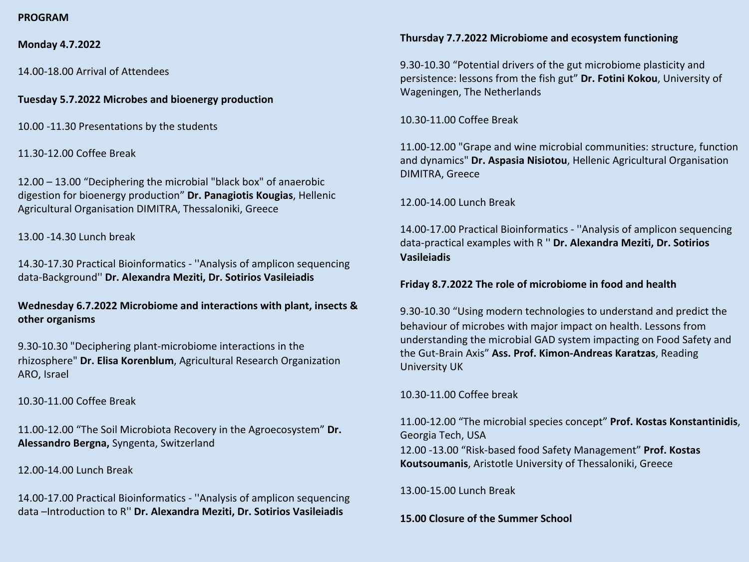**PROGRAM**

**Monday 4.7.2022**

14.00-18.00 Arrival of Attendees

**Tuesday 5.7.2022 Microbes and bioenergy production**

10.00 -11.30 Presentations by the students

11.30-12.00 Coffee Break

12.00 – 13.00 “Deciphering the microbial "black box" of anaerobic digestion for bioenergy production” **Dr. Panagiotis Kougias**, Hellenic Agricultural Organisation DIMITRA, Thessaloniki, Greece

13.00 -14.30 Lunch break

14.30-17.30 Practical Bioinformatics - ''Analysis of amplicon sequencing data-Background'' **Dr. Alexandra Meziti, Dr. Sotirios Vasileiadis**

**Wednesday 6.7.2022 Microbiome and interactions with plant, insects & other organisms**

9.30-10.30 "Deciphering plant-microbiome interactions in the rhizosphere" **Dr. Elisa Korenblum**, Agricultural Research Organization ARO, Israel

10.30-11.00 Coffee Break

11.00-12.00 “The Soil Microbiota Recovery in the Agroecosystem” **Dr. Alessandro Bergna,** Syngenta, Switzerland

12.00-14.00 Lunch Break

14.00-17.00 Practical Bioinformatics - ''Analysis of amplicon sequencing data –Introduction to R'' **Dr. Alexandra Meziti, Dr. Sotirios Vasileiadis**

**Thursday 7.7.2022 Microbiome and ecosystem functioning**

9.30-10.30 “Potential drivers of the gut microbiome plasticity and persistence: lessons from the fish gut” **Dr. Fotini Kokou**, University of Wageningen, The Netherlands

10.30-11.00 Coffee Break

11.00-12.00 "Grape and wine microbial communities: structure, function and dynamics" **Dr. Aspasia Nisiotou**, Hellenic Agricultural Organisation DIMITRA, Greece

12.00-14.00 Lunch Break

14.00-17.00 Practical Bioinformatics - ''Analysis of amplicon sequencing data-practical examples with R '' **Dr. Alexandra Meziti, Dr. Sotirios Vasileiadis**

**Friday 8.7.2022 The role of microbiome in food and health**

9.30-10.30 “Using modern technologies to understand and predict the behaviour of microbes with major impact on health. Lessons from understanding the microbial GAD system impacting on Food Safety and the Gut-Brain Axis” **Ass. Prof. Kimon-Andreas Karatzas**, Reading University UK

10.30-11.00 Coffee break

11.00-12.00 “The microbial species concept” **Prof. Kostas Konstantinidis**, Georgia Tech, USA

12.00 -13.00 “Risk-based food Safety Management” **Prof. Kostas Koutsoumanis**, Aristotle University of Thessaloniki, Greece

13.00-15.00 Lunch Break

**15.00 Closure of the Summer School**